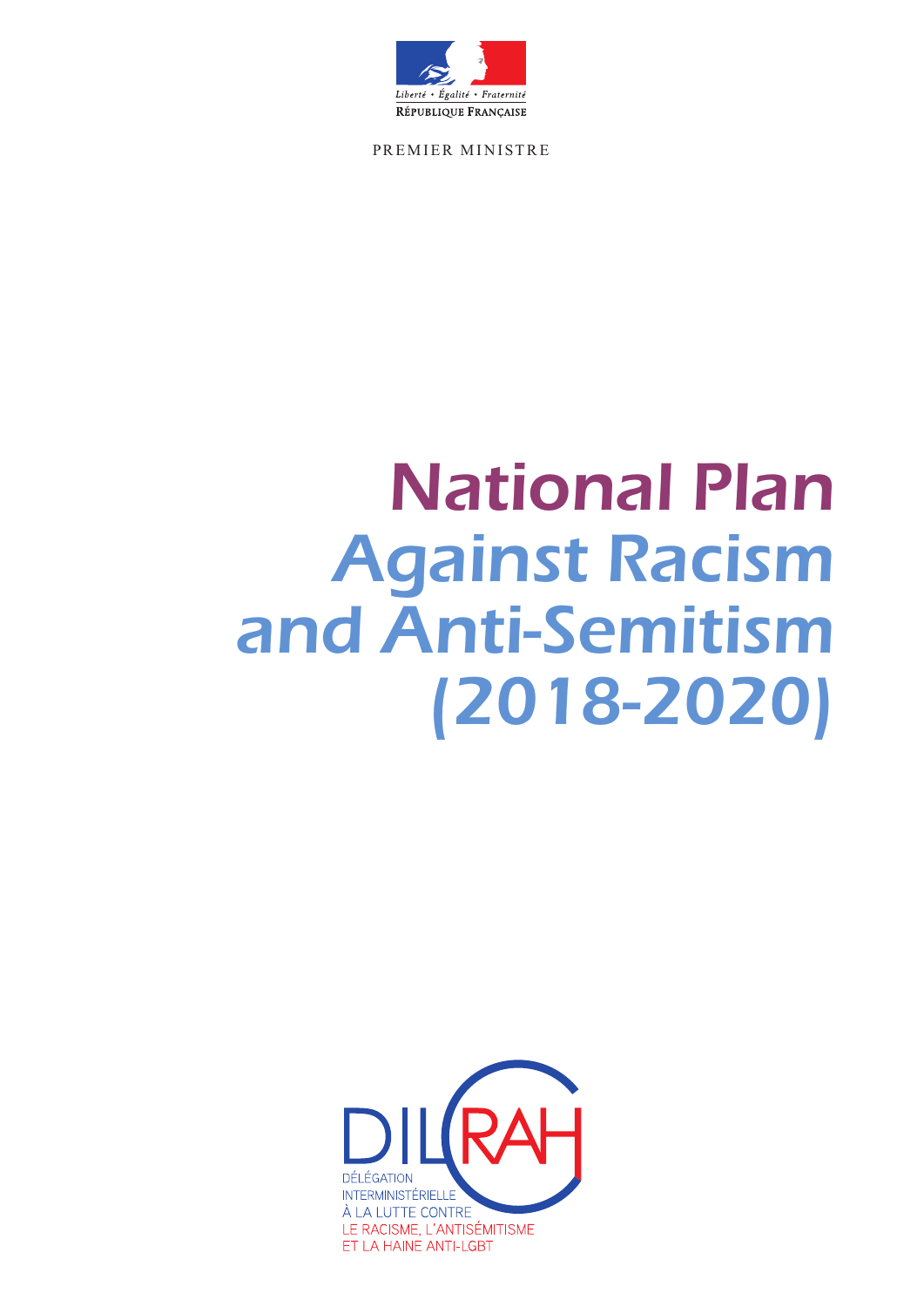Liberté • Égalité • Fraternité

RÉPUBLIQUE FRANÇAISE

PREMIER MINISTRE

# National Plan Against Racism and Anti-Semitism (2018-2020)

DILCRAH

DÉLÉGATION INTERMINISTÉRIELLE À LA LUTTE CONTRE LE RACISME, L'ANTISÉMITISME ET LA HAINE ANTI-LGBT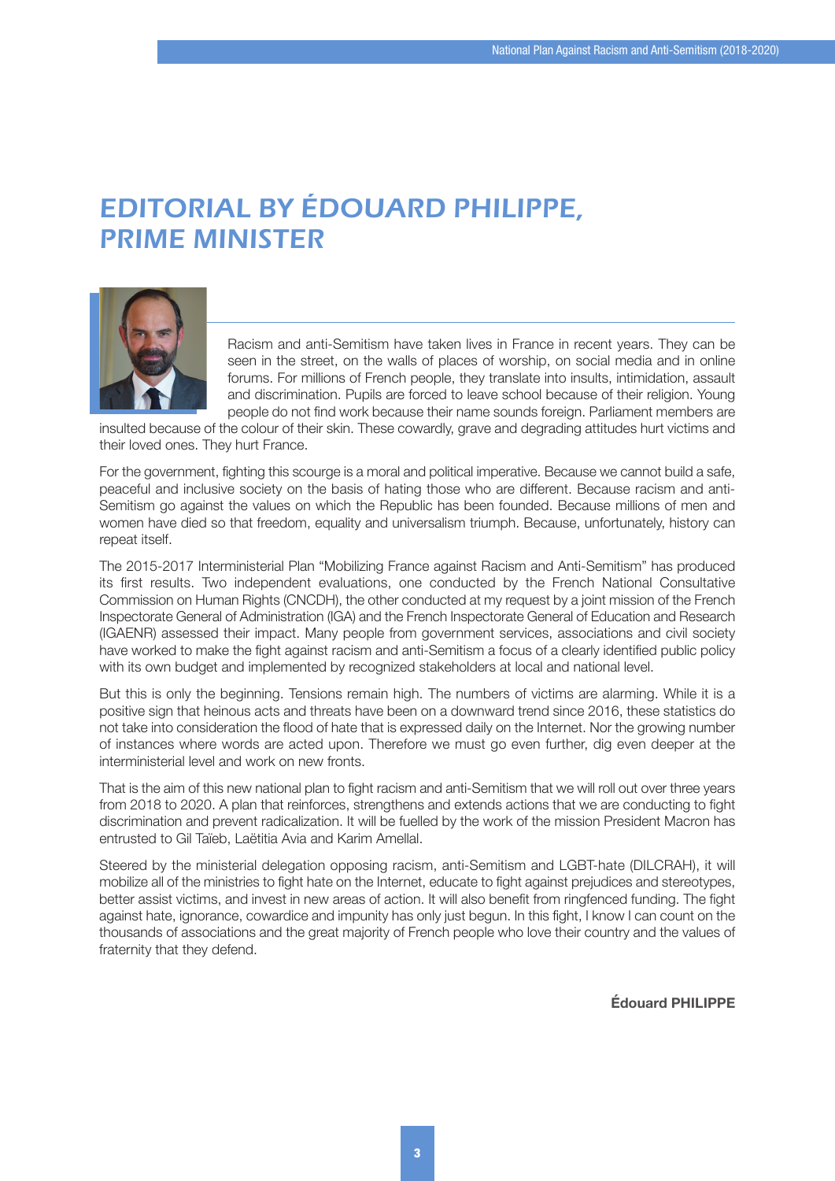# EDITORIAL BY ÉDOUARD PHILIPPE, PRIME MINISTER

Racism and anti-Semitism have taken lives in France in recent years. They can be seen in the street, on the walls of places of worship, on social media and in online forums. For millions of French people, they translate into insults, intimidation, assault and discrimination. Pupils are forced to leave school because of their religion. Young people do not find work because their name sounds foreign. Parliament members are insulted because of the colour of their skin. These cowardly, grave and degrading attitudes hurt victims and their loved ones. They hurt France.

For the government, fighting this scourge is a moral and political imperative. Because we cannot build a safe, peaceful and inclusive society on the basis of hating those who are different. Because racism and anti-Semitism go against the values on which the Republic has been founded. Because millions of men and women have died so that freedom, equality and universalism triumph. Because, unfortunately, history can repeat itself.

The 2015-2017 Interministerial Plan “Mobilizing France against Racism and Anti-Semitism” has produced its first results. Two independent evaluations, one conducted by the French National Consultative Commission on Human Rights (CNCDH), the other conducted at my request by a joint mission of the French Inspectorate General of Administration (IGA) and the French Inspectorate General of Education and Research (IGAENR) assessed their impact. Many people from government services, associations and civil society have worked to make the fight against racism and anti-Semitism a focus of a clearly identified public policy with its own budget and implemented by recognized stakeholders at local and national level.

But this is only the beginning. Tensions remain high. The numbers of victims are alarming. While it is a positive sign that heinous acts and threats have been on a downward trend since 2016, these statistics do not take into consideration the flood of hate that is expressed daily on the Internet. Nor the growing number of instances where words are acted upon. Therefore we must go even further, dig even deeper at the interministerial level and work on new fronts.

That is the aim of this new national plan to fight racism and anti-Semitism that we will roll out over three years from 2018 to 2020. A plan that reinforces, strengthens and extends actions that we are conducting to fight discrimination and prevent radicalization. It will be fuelled by the work of the mission President Macron has entrusted to Gil Taïeb, Laëtitia Avia and Karim Amellal.

Steered by the ministerial delegation opposing racism, anti-Semitism and LGBT-hate (DILCRAH), it will mobilize all of the ministries to fight hate on the Internet, educate to fight against prejudices and stereotypes, better assist victims, and invest in new areas of action. It will also benefit from ringfenced funding. The fight against hate, ignorance, cowardice and impunity has only just begun. In this fight, I know I can count on the thousands of associations and the great majority of French people who love their country and the values of fraternity that they defend.

**Édouard PHILIPPE**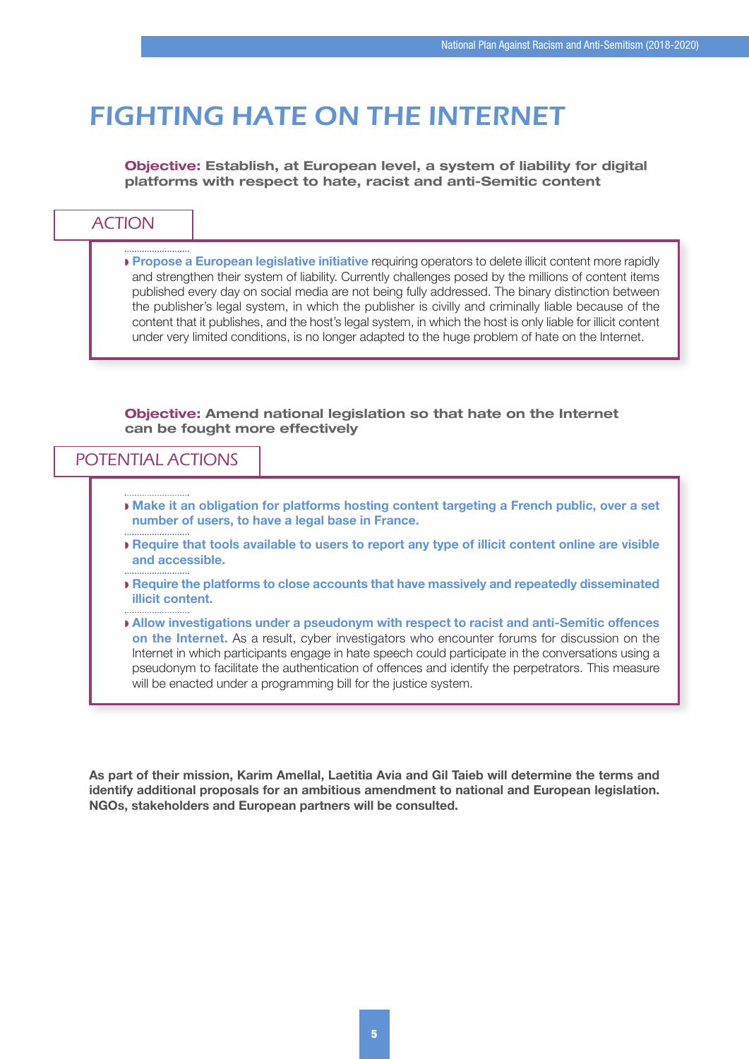# FIGHTING HATE ON THE INTERNET

**Objective: Establish, at European level, a system of liability for digital platforms with respect to hate, racist and anti-Semitic content**

## ACTION

- **Propose a European legislative initiative** requiring operators to delete illicit content more rapidly and strengthen their system of liability. Currently challenges posed by the millions of content items published every day on social media are not being fully addressed. The binary distinction between the publisher's legal system, in which the publisher is civilly and criminally liable because of the content that it publishes, and the host's legal system, in which the host is only liable for illicit content under very limited conditions, is no longer adapted to the huge problem of hate on the Internet.

**Objective: Amend national legislation so that hate on the Internet can be fought more effectively**

## POTENTIAL ACTIONS

- **Make it an obligation for platforms hosting content targeting a French public, over a set number of users, to have a legal base in France.**
- **Require that tools available to users to report any type of illicit content online are visible and accessible.**
- **Require the platforms to close accounts that have massively and repeatedly disseminated illicit content.**
- **Allow investigations under a pseudonym with respect to racist and anti-Semitic offences on the Internet.** As a result, cyber investigators who encounter forums for discussion on the Internet in which participants engage in hate speech could participate in the conversations using a pseudonym to facilitate the authentication of offences and identify the perpetrators. This measure will be enacted under a programming bill for the justice system.

**As part of their mission, Karim Amellal, Laetitia Avia and Gil Taieb will determine the terms and identify additional proposals for an ambitious amendment to national and European legislation. NGOs, stakeholders and European partners will be consulted.**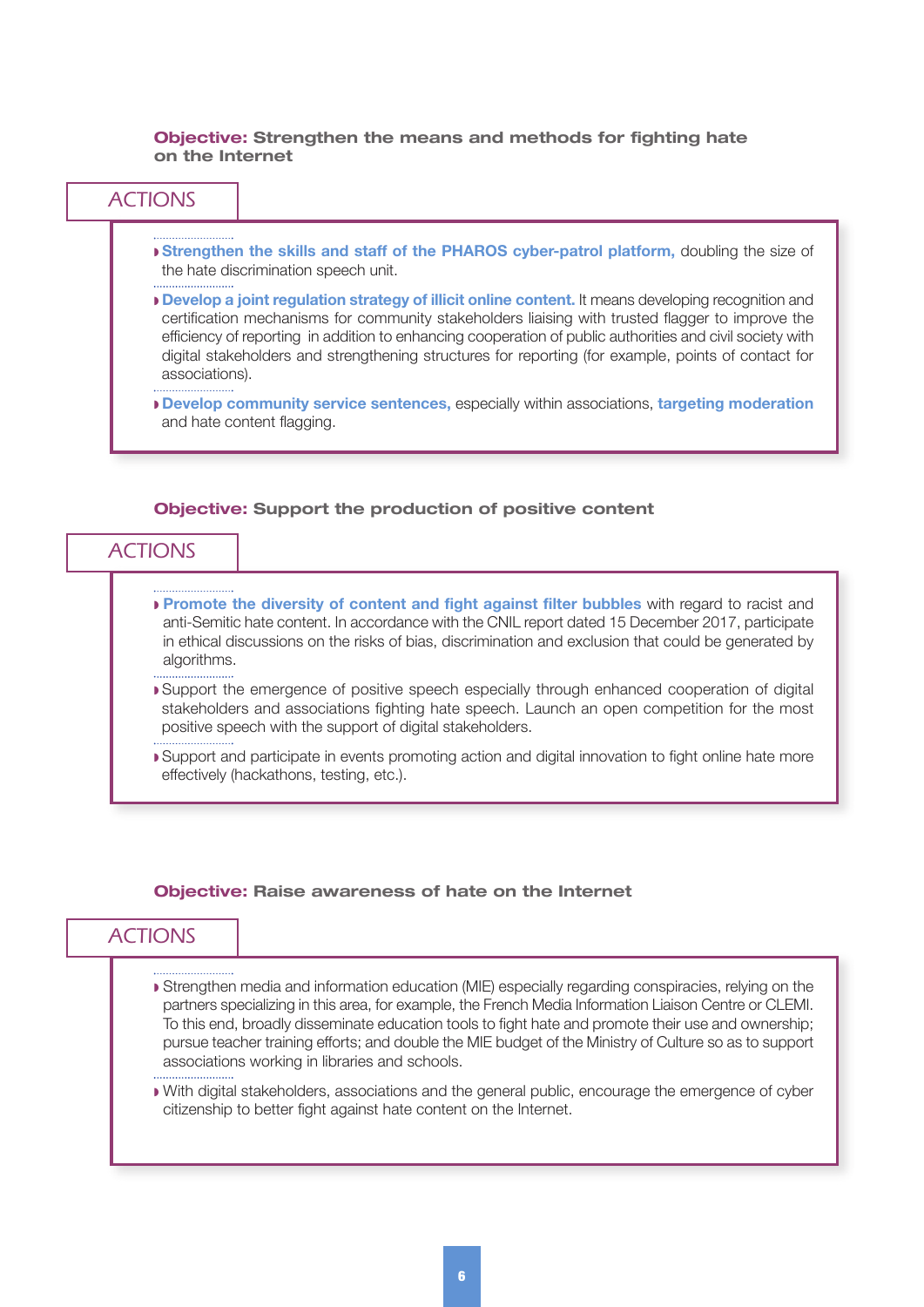**Objective:** **Strengthen the means and methods for fighting hate on the Internet**

### ACTIONS

- **Strengthen the skills and staff of the PHAROS cyber-patrol platform,** doubling the size of the hate discrimination speech unit.
- **Develop a joint regulation strategy of illicit online content.** It means developing recognition and certification mechanisms for community stakeholders liaising with trusted flagger to improve the efficiency of reporting in addition to enhancing cooperation of public authorities and civil society with digital stakeholders and strengthening structures for reporting (for example, points of contact for associations).
- **Develop community service sentences,** especially within associations, **targeting moderation** and hate content flagging.

**Objective:** **Support the production of positive content**

### ACTIONS

- **Promote the diversity of content and fight against filter bubbles** with regard to racist and anti-Semitic hate content. In accordance with the CNIL report dated 15 December 2017, participate in ethical discussions on the risks of bias, discrimination and exclusion that could be generated by algorithms.
- Support the emergence of positive speech especially through enhanced cooperation of digital stakeholders and associations fighting hate speech. Launch an open competition for the most positive speech with the support of digital stakeholders.
- Support and participate in events promoting action and digital innovation to fight online hate more effectively (hackathons, testing, etc.).

**Objective:** **Raise awareness of hate on the Internet**

### ACTIONS

- Strengthen media and information education (MIE) especially regarding conspiracies, relying on the partners specializing in this area, for example, the French Media Information Liaison Centre or CLEMI. To this end, broadly disseminate education tools to fight hate and promote their use and ownership; pursue teacher training efforts; and double the MIE budget of the Ministry of Culture so as to support associations working in libraries and schools.
- With digital stakeholders, associations and the general public, encourage the emergence of cyber citizenship to better fight against hate content on the Internet.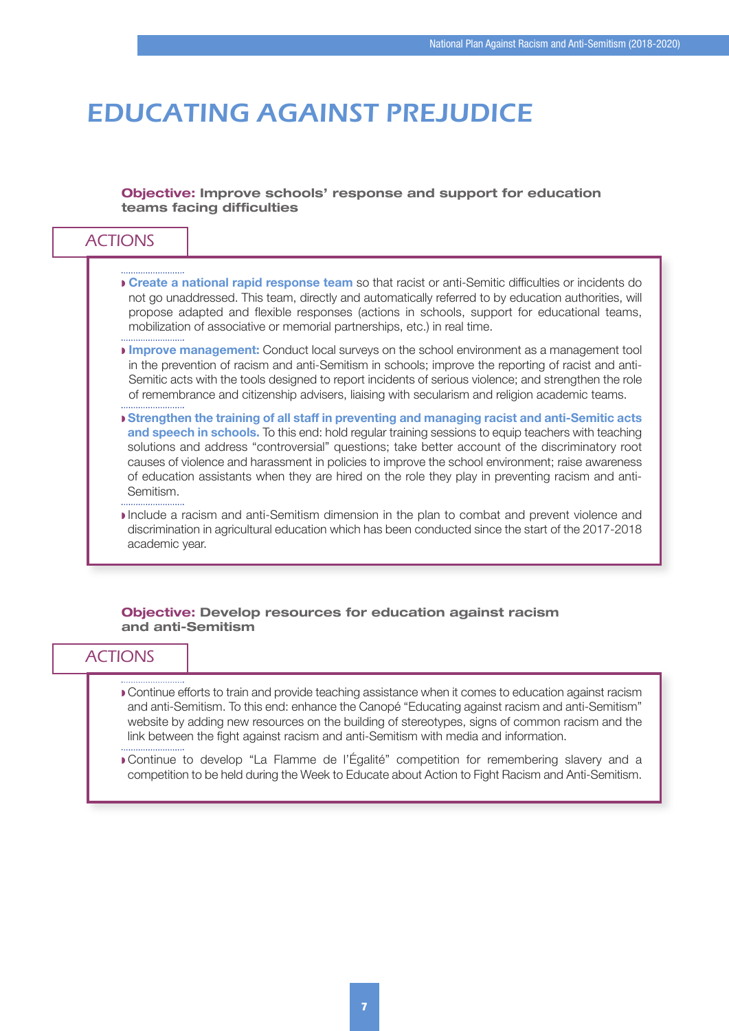# EDUCATING AGAINST PREJUDICE

**Objective: Improve schools' response and support for education teams facing difficulties**

## ACTIONS

- **Create a national rapid response team** so that racist or anti-Semitic difficulties or incidents do not go unaddressed. This team, directly and automatically referred to by education authorities, will propose adapted and flexible responses (actions in schools, support for educational teams, mobilization of associative or memorial partnerships, etc.) in real time.
- **Improve management:** Conduct local surveys on the school environment as a management tool in the prevention of racism and anti-Semitism in schools; improve the reporting of racist and anti-Semitic acts with the tools designed to report incidents of serious violence; and strengthen the role of remembrance and citizenship advisers, liaising with secularism and religion academic teams.
- **Strengthen the training of all staff in preventing and managing racist and anti-Semitic acts and speech in schools.** To this end: hold regular training sessions to equip teachers with teaching solutions and address "controversial" questions; take better account of the discriminatory root causes of violence and harassment in policies to improve the school environment; raise awareness of education assistants when they are hired on the role they play in preventing racism and anti-Semitism.
- Include a racism and anti-Semitism dimension in the plan to combat and prevent violence and discrimination in agricultural education which has been conducted since the start of the 2017-2018 academic year.

**Objective: Develop resources for education against racism and anti-Semitism**

## ACTIONS

- Continue efforts to train and provide teaching assistance when it comes to education against racism and anti-Semitism. To this end: enhance the Canopé "Educating against racism and anti-Semitism" website by adding new resources on the building of stereotypes, signs of common racism and the link between the fight against racism and anti-Semitism with media and information.
- Continue to develop "La Flamme de l'Égalité" competition for remembering slavery and a competition to be held during the Week to Educate about Action to Fight Racism and Anti-Semitism.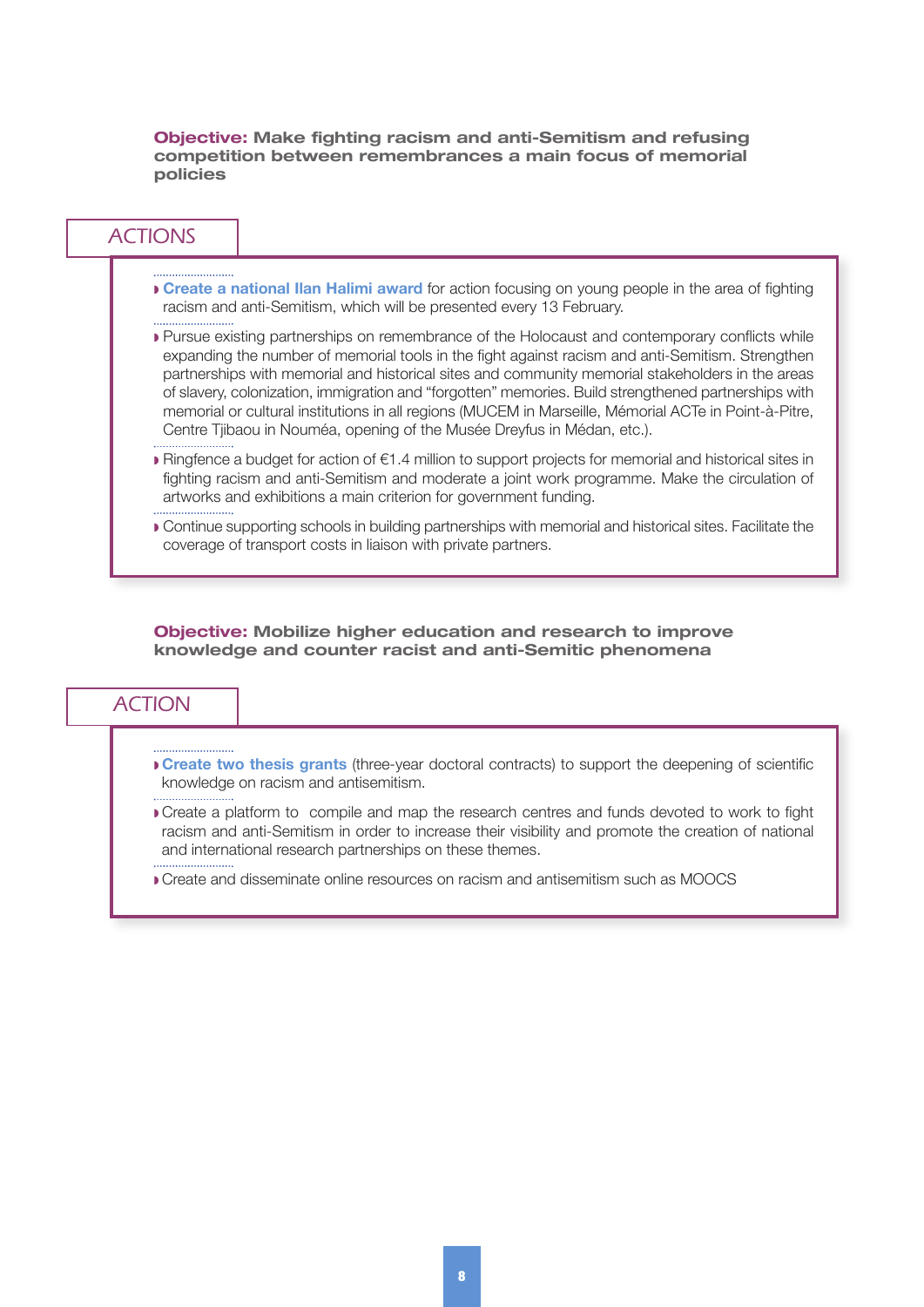**Objective: Make fighting racism and anti-Semitism and refusing competition between remembrances a main focus of memorial policies**

## ACTIONS

- **Create a national Ilan Halimi award** for action focusing on young people in the area of fighting racism and anti-Semitism, which will be presented every 13 February.
- Pursue existing partnerships on remembrance of the Holocaust and contemporary conflicts while expanding the number of memorial tools in the fight against racism and anti-Semitism. Strengthen partnerships with memorial and historical sites and community memorial stakeholders in the areas of slavery, colonization, immigration and "forgotten" memories. Build strengthened partnerships with memorial or cultural institutions in all regions (MUCEM in Marseille, Mémorial ACTe in Point-à-Pitre, Centre Tjibaou in Nouméa, opening of the Musée Dreyfus in Médan, etc.).
- Ringfence a budget for action of €1.4 million to support projects for memorial and historical sites in fighting racism and anti-Semitism and moderate a joint work programme. Make the circulation of artworks and exhibitions a main criterion for government funding.
- Continue supporting schools in building partnerships with memorial and historical sites. Facilitate the coverage of transport costs in liaison with private partners.

**Objective: Mobilize higher education and research to improve knowledge and counter racist and anti-Semitic phenomena**

## ACTION

- **Create two thesis grants** (three-year doctoral contracts) to support the deepening of scientific knowledge on racism and antisemitism.
- Create a platform to compile and map the research centres and funds devoted to work to fight racism and anti-Semitism in order to increase their visibility and promote the creation of national and international research partnerships on these themes.
- Create and disseminate online resources on racism and antisemitism such as MOOCS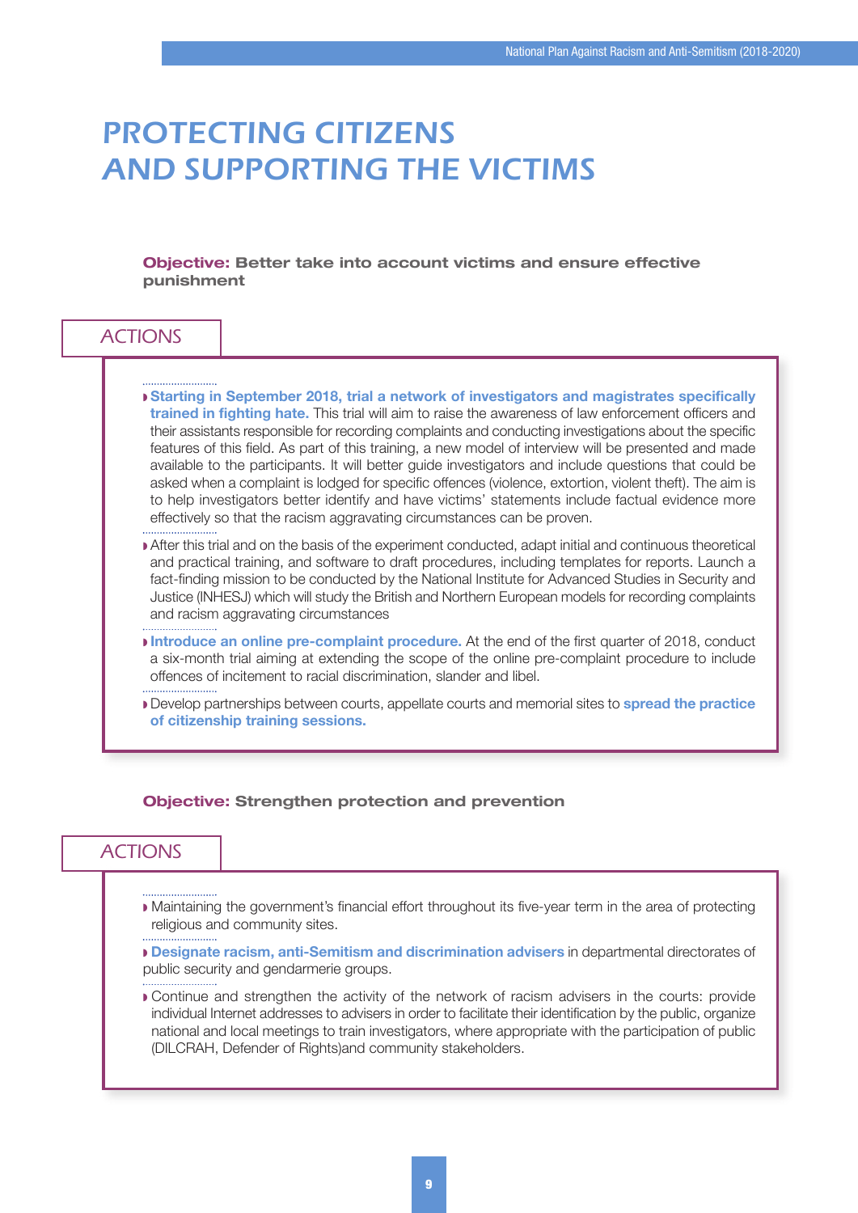# PROTECTING CITIZENS AND SUPPORTING THE VICTIMS

**Objective: Better take into account victims and ensure effective punishment**

## ACTIONS

- **Starting in September 2018, trial a network of investigators and magistrates specifically trained in fighting hate.** This trial will aim to raise the awareness of law enforcement officers and their assistants responsible for recording complaints and conducting investigations about the specific features of this field. As part of this training, a new model of interview will be presented and made available to the participants. It will better guide investigators and include questions that could be asked when a complaint is lodged for specific offences (violence, extortion, violent theft). The aim is to help investigators better identify and have victims' statements include factual evidence more effectively so that the racism aggravating circumstances can be proven.
- After this trial and on the basis of the experiment conducted, adapt initial and continuous theoretical and practical training, and software to draft procedures, including templates for reports. Launch a fact-finding mission to be conducted by the National Institute for Advanced Studies in Security and Justice (INHESJ) which will study the British and Northern European models for recording complaints and racism aggravating circumstances
- **Introduce an online pre-complaint procedure.** At the end of the first quarter of 2018, conduct a six-month trial aiming at extending the scope of the online pre-complaint procedure to include offences of incitement to racial discrimination, slander and libel.
- Develop partnerships between courts, appellate courts and memorial sites to **spread the practice of citizenship training sessions.**

**Objective: Strengthen protection and prevention**

## ACTIONS

- Maintaining the government's financial effort throughout its five-year term in the area of protecting religious and community sites.
- **Designate racism, anti-Semitism and discrimination advisers** in departmental directorates of public security and gendarmerie groups.
- Continue and strengthen the activity of the network of racism advisers in the courts: provide individual Internet addresses to advisers in order to facilitate their identification by the public, organize national and local meetings to train investigators, where appropriate with the participation of public (DILCRAH, Defender of Rights)and community stakeholders.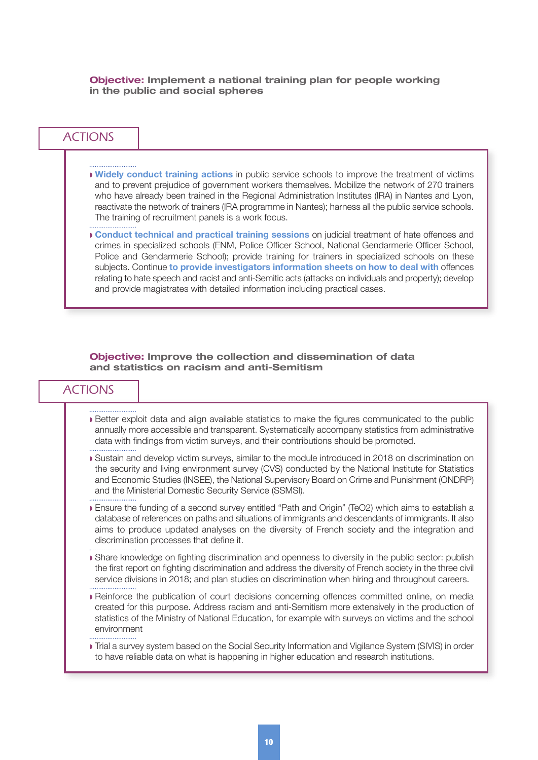**Objective:** **Implement a national training plan for people working in the public and social spheres**

## ACTIONS

- **Widely conduct training actions** in public service schools to improve the treatment of victims and to prevent prejudice of government workers themselves. Mobilize the network of 270 trainers who have already been trained in the Regional Administration Institutes (IRA) in Nantes and Lyon, reactivate the network of trainers (IRA programme in Nantes); harness all the public service schools. The training of recruitment panels is a work focus.
- **Conduct technical and practical training sessions** on judicial treatment of hate offences and crimes in specialized schools (ENM, Police Officer School, National Gendarmerie Officer School, Police and Gendarmerie School); provide training for trainers in specialized schools on these subjects. Continue **to provide investigators information sheets on how to deal with** offences relating to hate speech and racist and anti-Semitic acts (attacks on individuals and property); develop and provide magistrates with detailed information including practical cases.

**Objective:** **Improve the collection and dissemination of data and statistics on racism and anti-Semitism**

## ACTIONS

- Better exploit data and align available statistics to make the figures communicated to the public annually more accessible and transparent. Systematically accompany statistics from administrative data with findings from victim surveys, and their contributions should be promoted.
- Sustain and develop victim surveys, similar to the module introduced in 2018 on discrimination on the security and living environment survey (CVS) conducted by the National Institute for Statistics and Economic Studies (INSEE), the National Supervisory Board on Crime and Punishment (ONDRP) and the Ministerial Domestic Security Service (SSMSI).
- Ensure the funding of a second survey entitled "Path and Origin" (TeO2) which aims to establish a database of references on paths and situations of immigrants and descendants of immigrants. It also aims to produce updated analyses on the diversity of French society and the integration and discrimination processes that define it.
- Share knowledge on fighting discrimination and openness to diversity in the public sector: publish the first report on fighting discrimination and address the diversity of French society in the three civil service divisions in 2018; and plan studies on discrimination when hiring and throughout careers.
- Reinforce the publication of court decisions concerning offences committed online, on media created for this purpose. Address racism and anti-Semitism more extensively in the production of statistics of the Ministry of National Education, for example with surveys on victims and the school environment
- Trial a survey system based on the Social Security Information and Vigilance System (SIVIS) in order to have reliable data on what is happening in higher education and research institutions.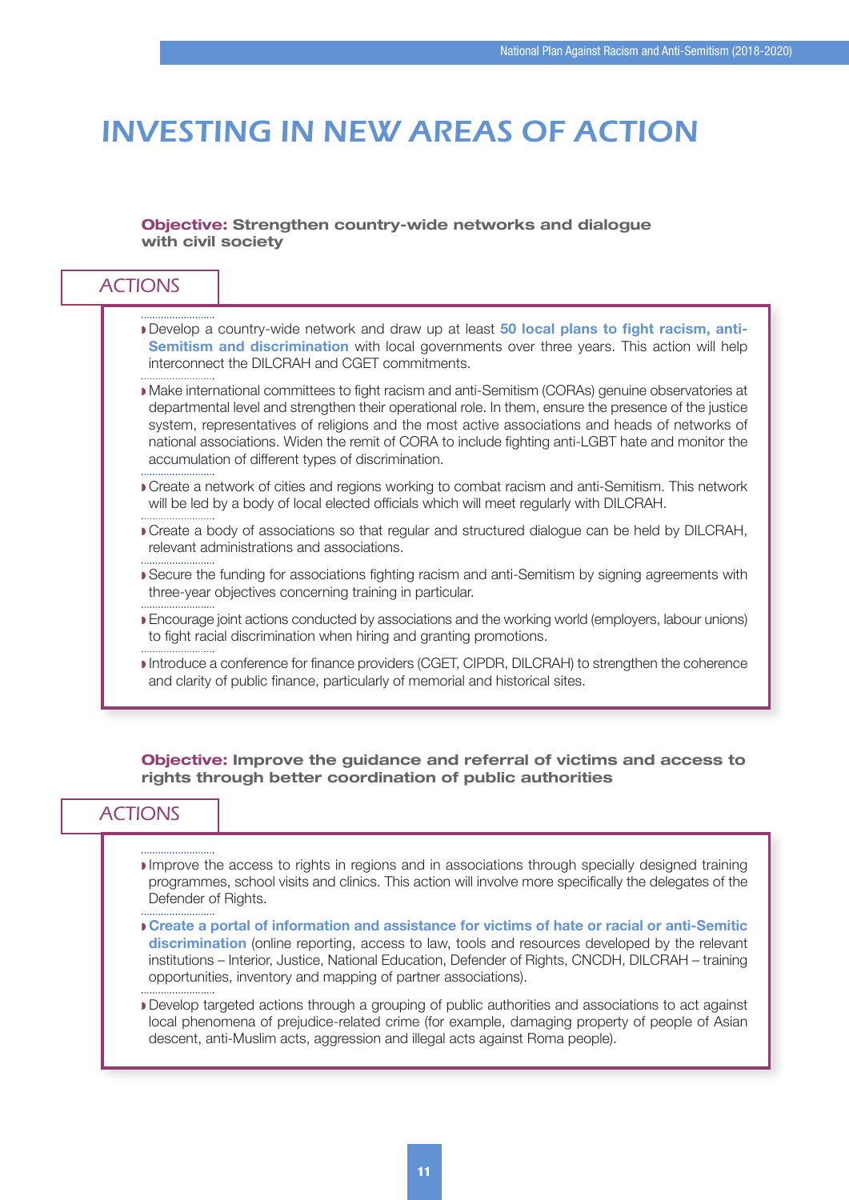# INVESTING IN NEW AREAS OF ACTION

**Objective: Strengthen country-wide networks and dialogue with civil society**

## ACTIONS

- Develop a country-wide network and draw up at least **50 local plans to fight racism, anti-Semitism and discrimination** with local governments over three years. This action will help interconnect the DILCRAH and CGET commitments.
- Make international committees to fight racism and anti-Semitism (CORAs) genuine observatories at departmental level and strengthen their operational role. In them, ensure the presence of the justice system, representatives of religions and the most active associations and heads of networks of national associations. Widen the remit of CORA to include fighting anti-LGBT hate and monitor the accumulation of different types of discrimination.
- Create a network of cities and regions working to combat racism and anti-Semitism. This network will be led by a body of local elected officials which will meet regularly with DILCRAH.
- Create a body of associations so that regular and structured dialogue can be held by DILCRAH, relevant administrations and associations.
- Secure the funding for associations fighting racism and anti-Semitism by signing agreements with three-year objectives concerning training in particular.
- Encourage joint actions conducted by associations and the working world (employers, labour unions) to fight racial discrimination when hiring and granting promotions.
- Introduce a conference for finance providers (CGET, CIPDR, DILCRAH) to strengthen the coherence and clarity of public finance, particularly of memorial and historical sites.

**Objective: Improve the guidance and referral of victims and access to rights through better coordination of public authorities**

## ACTIONS

- Improve the access to rights in regions and in associations through specially designed training programmes, school visits and clinics. This action will involve more specifically the delegates of the Defender of Rights.
- **Create a portal of information and assistance for victims of hate or racial or anti-Semitic discrimination** (online reporting, access to law, tools and resources developed by the relevant institutions – Interior, Justice, National Education, Defender of Rights, CNCDH, DILCRAH – training opportunities, inventory and mapping of partner associations).
- Develop targeted actions through a grouping of public authorities and associations to act against local phenomena of prejudice-related crime (for example, damaging property of people of Asian descent, anti-Muslim acts, aggression and illegal acts against Roma people).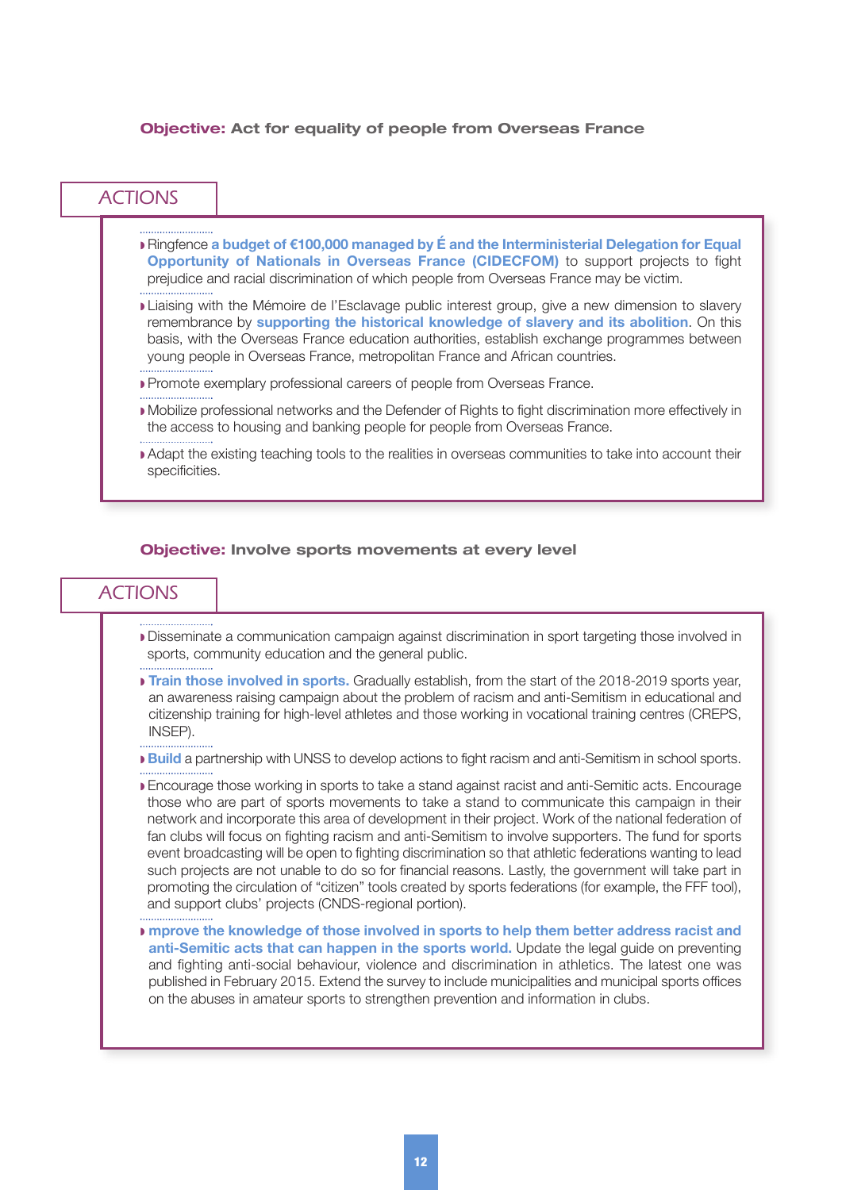**Objective:** Act for equality of people from Overseas France

## ACTIONS

- Ringfence **a budget of €100,000 managed by É and the Interministerial Delegation for Equal Opportunity of Nationals in Overseas France (CIDECFOM)** to support projects to fight prejudice and racial discrimination of which people from Overseas France may be victim.
- Liaising with the Mémoire de l'Esclavage public interest group, give a new dimension to slavery remembrance by **supporting the historical knowledge of slavery and its abolition**. On this basis, with the Overseas France education authorities, establish exchange programmes between young people in Overseas France, metropolitan France and African countries.
- Promote exemplary professional careers of people from Overseas France.
- Mobilize professional networks and the Defender of Rights to fight discrimination more effectively in the access to housing and banking people for people from Overseas France.
- Adapt the existing teaching tools to the realities in overseas communities to take into account their specificities.

**Objective:** Involve sports movements at every level

## ACTIONS

- Disseminate a communication campaign against discrimination in sport targeting those involved in sports, community education and the general public.
- **Train those involved in sports.** Gradually establish, from the start of the 2018-2019 sports year, an awareness raising campaign about the problem of racism and anti-Semitism in educational and citizenship training for high-level athletes and those working in vocational training centres (CREPS, INSEP).
- **Build** a partnership with UNSS to develop actions to fight racism and anti-Semitism in school sports.
- Encourage those working in sports to take a stand against racist and anti-Semitic acts. Encourage those who are part of sports movements to take a stand to communicate this campaign in their network and incorporate this area of development in their project. Work of the national federation of fan clubs will focus on fighting racism and anti-Semitism to involve supporters. The fund for sports event broadcasting will be open to fighting discrimination so that athletic federations wanting to lead such projects are not unable to do so for financial reasons. Lastly, the government will take part in promoting the circulation of "citizen" tools created by sports federations (for example, the FFF tool), and support clubs' projects (CNDS-regional portion).
- **mprove the knowledge of those involved in sports to help them better address racist and anti-Semitic acts that can happen in the sports world.** Update the legal guide on preventing and fighting anti-social behaviour, violence and discrimination in athletics. The latest one was published in February 2015. Extend the survey to include municipalities and municipal sports offices on the abuses in amateur sports to strengthen prevention and information in clubs.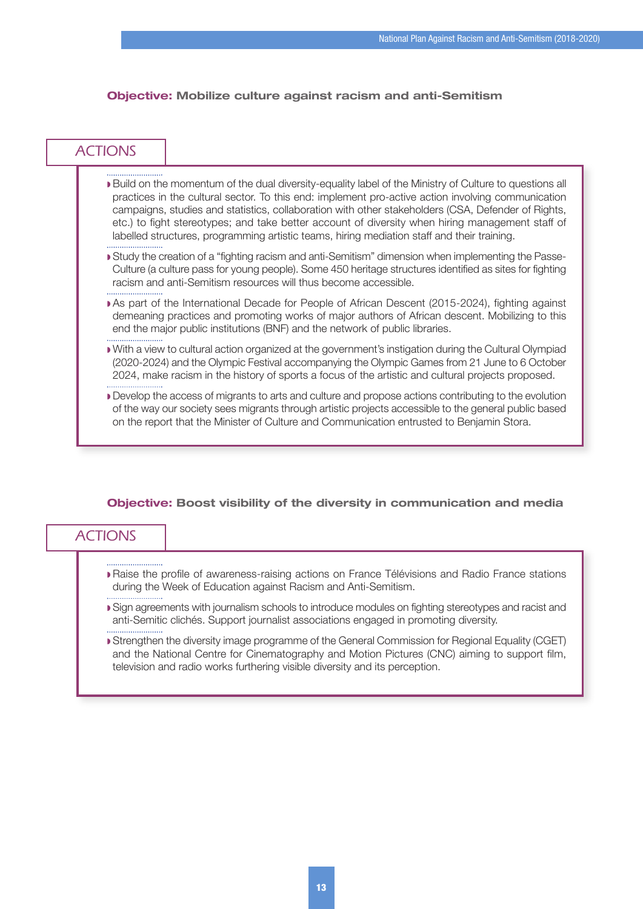**Objective:** **Mobilize culture against racism and anti-Semitism**

## ACTIONS

- Build on the momentum of the dual diversity-equality label of the Ministry of Culture to questions all practices in the cultural sector. To this end: implement pro-active action involving communication campaigns, studies and statistics, collaboration with other stakeholders (CSA, Defender of Rights, etc.) to fight stereotypes; and take better account of diversity when hiring management staff of labelled structures, programming artistic teams, hiring mediation staff and their training.
- Study the creation of a "fighting racism and anti-Semitism" dimension when implementing the Passe-Culture (a culture pass for young people). Some 450 heritage structures identified as sites for fighting racism and anti-Semitism resources will thus become accessible.
- As part of the International Decade for People of African Descent (2015-2024), fighting against demeaning practices and promoting works of major authors of African descent. Mobilizing to this end the major public institutions (BNF) and the network of public libraries.
- With a view to cultural action organized at the government's instigation during the Cultural Olympiad (2020-2024) and the Olympic Festival accompanying the Olympic Games from 21 June to 6 October 2024, make racism in the history of sports a focus of the artistic and cultural projects proposed.
- Develop the access of migrants to arts and culture and propose actions contributing to the evolution of the way our society sees migrants through artistic projects accessible to the general public based on the report that the Minister of Culture and Communication entrusted to Benjamin Stora.

**Objective:** **Boost visibility of the diversity in communication and media**

## ACTIONS

- Raise the profile of awareness-raising actions on France Télévisions and Radio France stations during the Week of Education against Racism and Anti-Semitism.
- Sign agreements with journalism schools to introduce modules on fighting stereotypes and racist and anti-Semitic clichés. Support journalist associations engaged in promoting diversity.
- Strengthen the diversity image programme of the General Commission for Regional Equality (CGET) and the National Centre for Cinematography and Motion Pictures (CNC) aiming to support film, television and radio works furthering visible diversity and its perception.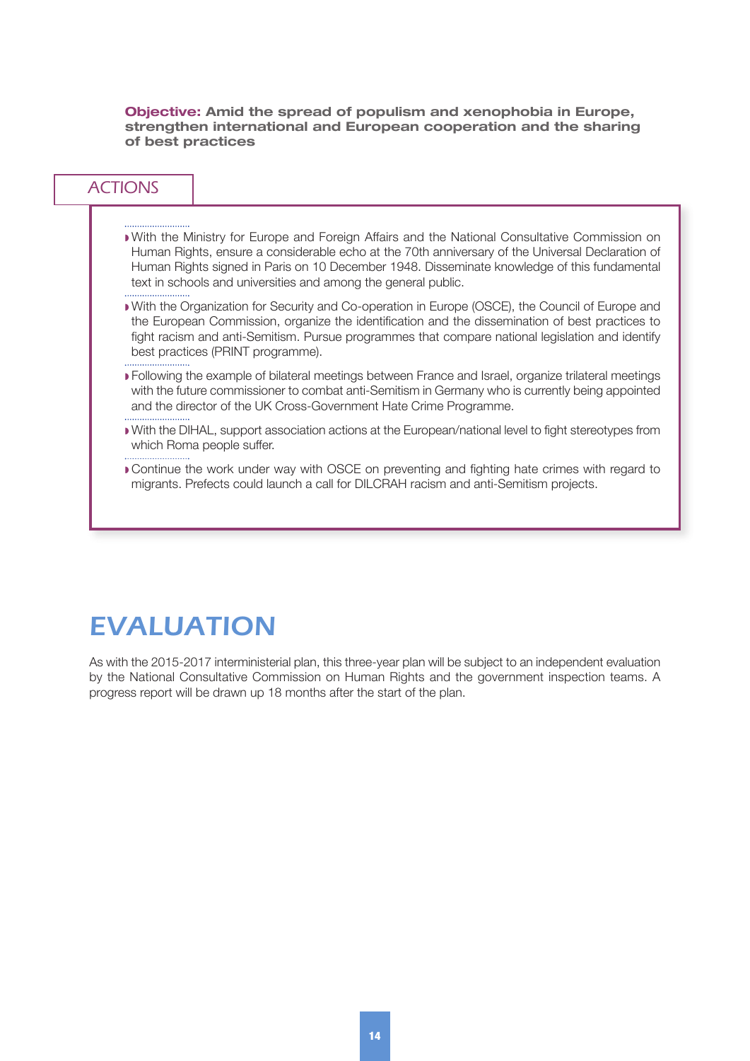**Objective: Amid the spread of populism and xenophobia in Europe, strengthen international and European cooperation and the sharing of best practices**

## ACTIONS

- With the Ministry for Europe and Foreign Affairs and the National Consultative Commission on Human Rights, ensure a considerable echo at the 70th anniversary of the Universal Declaration of Human Rights signed in Paris on 10 December 1948. Disseminate knowledge of this fundamental text in schools and universities and among the general public.
- With the Organization for Security and Co-operation in Europe (OSCE), the Council of Europe and the European Commission, organize the identification and the dissemination of best practices to fight racism and anti-Semitism. Pursue programmes that compare national legislation and identify best practices (PRINT programme).
- Following the example of bilateral meetings between France and Israel, organize trilateral meetings with the future commissioner to combat anti-Semitism in Germany who is currently being appointed and the director of the UK Cross-Government Hate Crime Programme.
- With the DIHAL, support association actions at the European/national level to fight stereotypes from which Roma people suffer.
- Continue the work under way with OSCE on preventing and fighting hate crimes with regard to migrants. Prefects could launch a call for DILCRAH racism and anti-Semitism projects.

# EVALUATION

As with the 2015-2017 interministerial plan, this three-year plan will be subject to an independent evaluation by the National Consultative Commission on Human Rights and the government inspection teams. A progress report will be drawn up 18 months after the start of the plan.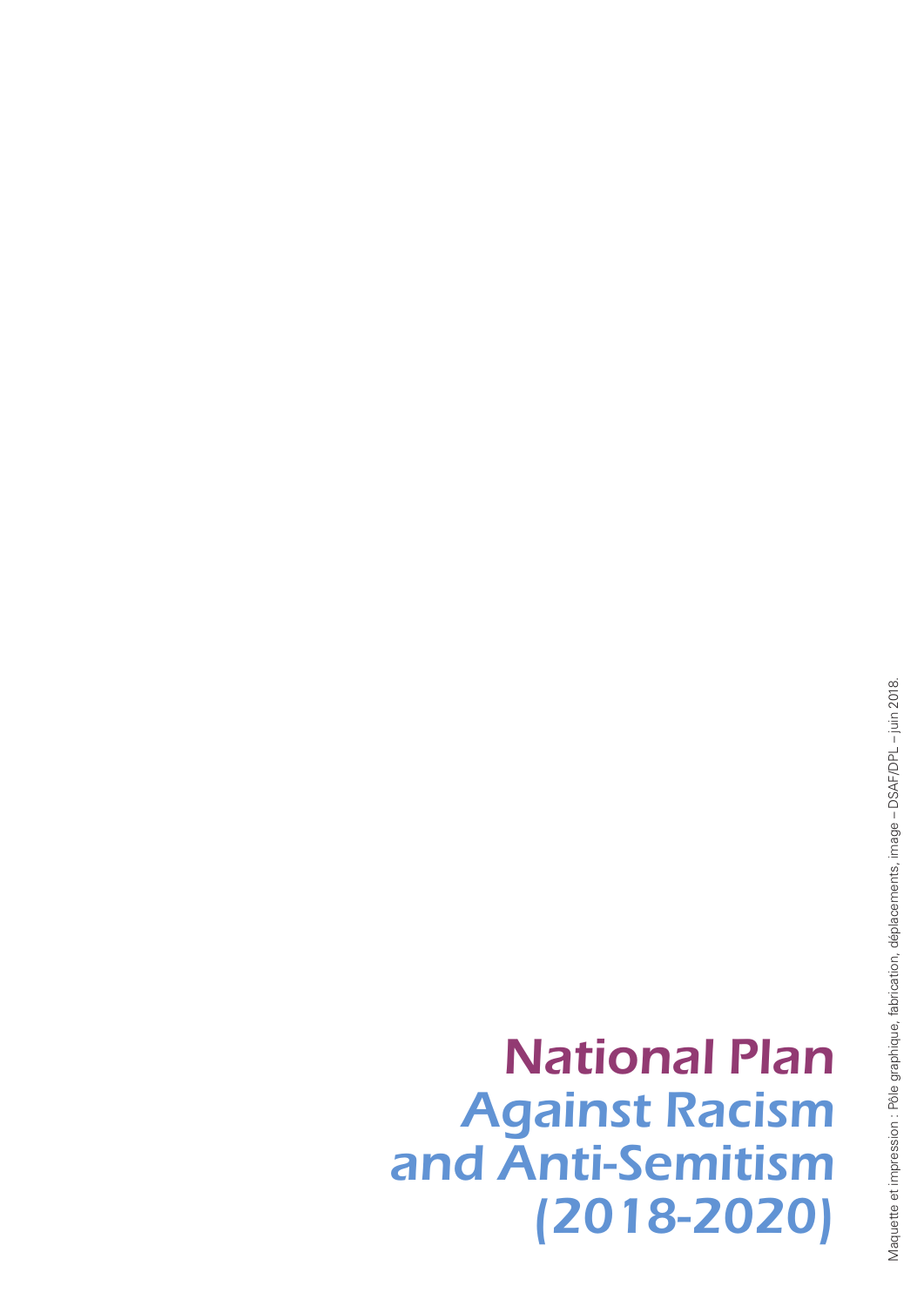# National Plan Against Racism and Anti-Semitism (2018-2020)

Maquette et impression : Pôle graphique, fabrication, déplacements, image – DSAF/DPL – juin 2018.